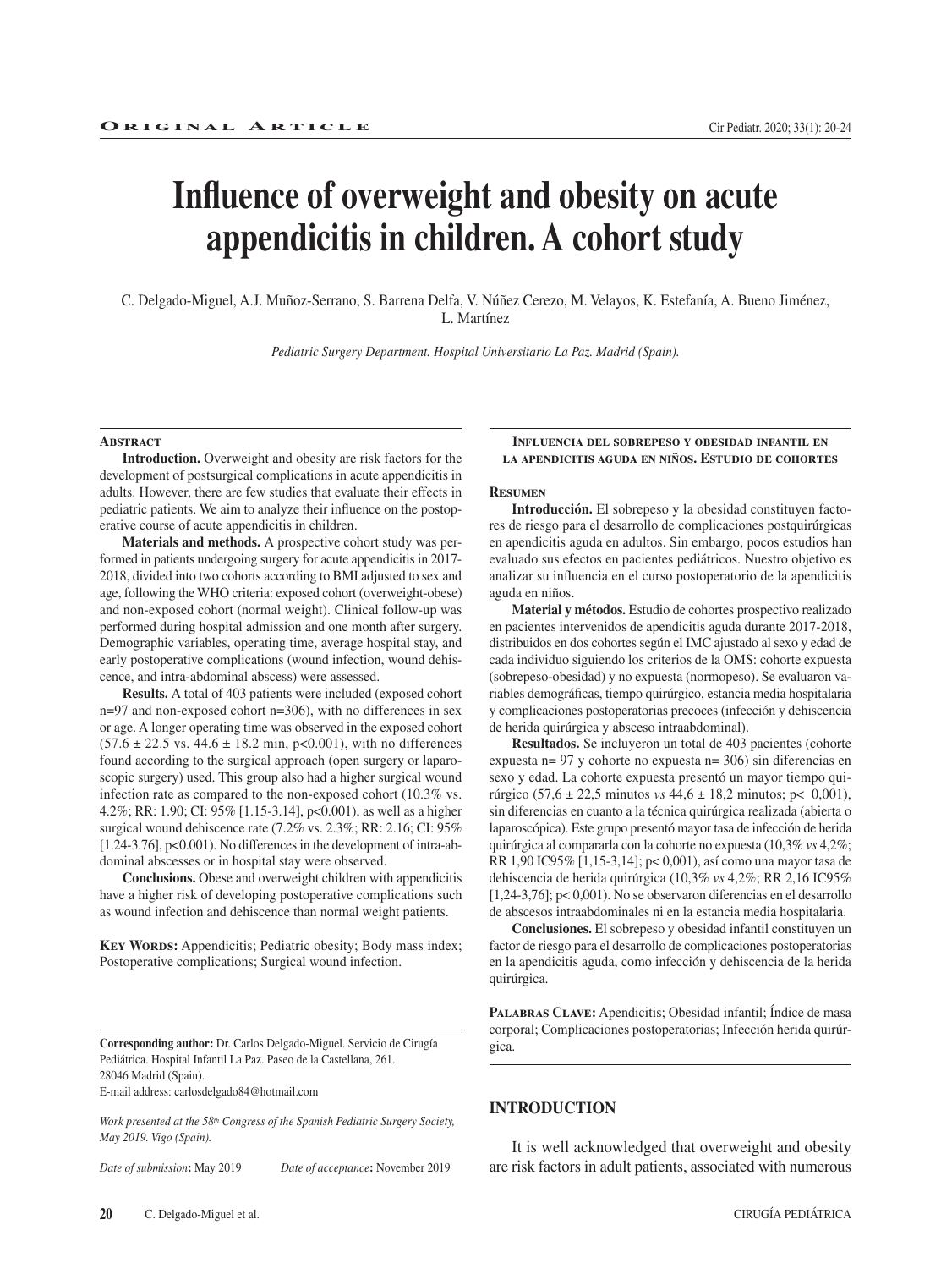**Original Article**

# Influence of overweight and obesity on acute appendicitis in children. A cohort study

C. Delgado-Miguel, A.J. Muñoz-Serrano, S. Barrena Delfa, V. Núñez Cerezo, M. Velayos, K. Estefanía, A. Bueno Jiménez, L. Martínez

*Pediatric Surgery Department. Hospital Universitario La Paz. Madrid (Spain).*

### Abstract

**Introduction.** Overweight and obesity are risk factors for the development of postsurgical complications in acute appendicitis in adults. However, there are few studies that evaluate their effects in pediatric patients. We aim to analyze their influence on the postoperative course of acute appendicitis in children.

**Materials and methods.** A prospective cohort study was performed in patients undergoing surgery for acute appendicitis in 2017-2018, divided into two cohorts according to BMI adjusted to sex and age, following the WHO criteria: exposed cohort (overweight-obese) and non-exposed cohort (normal weight). Clinical follow-up was performed during hospital admission and one month after surgery. Demographic variables, operating time, average hospital stay, and early postoperative complications (wound infection, wound dehiscence, and intra-abdominal abscess) were assessed.

**Results.** A total of 403 patients were included (exposed cohort n=97 and non-exposed cohort n=306), with no differences in sex or age. A longer operating time was observed in the exposed cohort (57.6 ± 22.5 vs. 44.6 ± 18.2 min, p<0.001), with no differences found according to the surgical approach (open surgery or laparoscopic surgery) used. This group also had a higher surgical wound infection rate as compared to the non-exposed cohort (10.3% vs. 4.2%; RR: 1.90; CI: 95% [1.15-3.14], p<0.001), as well as a higher surgical wound dehiscence rate (7.2% vs. 2.3%; RR: 2.16; CI: 95% [1.24-3.76], p<0.001). No differences in the development of intra-abdominal abscesses or in hospital stay were observed.

**Conclusions.** Obese and overweight children with appendicitis have a higher risk of developing postoperative complications such as wound infection and dehiscence than normal weight patients.

**Key Words:** Appendicitis; Pediatric obesity; Body mass index; Postoperative complications; Surgical wound infection.

### Influencia del sobrepeso y obesidad infantil en la apendicitis aguda en niños. Estudio de cohortes

### Resumen

**Introducción.** El sobrepeso y la obesidad constituyen factores de riesgo para el desarrollo de complicaciones postquirúrgicas en apendicitis aguda en adultos. Sin embargo, pocos estudios han evaluado sus efectos en pacientes pediátricos. Nuestro objetivo es analizar su influencia en el curso postoperatorio de la apendicitis aguda en niños.

**Material y métodos.** Estudio de cohortes prospectivo realizado en pacientes intervenidos de apendicitis aguda durante 2017-2018, distribuidos en dos cohortes según el IMC ajustado al sexo y edad de cada individuo siguiendo los criterios de la OMS: cohorte expuesta (sobrepeso-obesidad) y no expuesta (normopeso). Se evaluaron variables demográficas, tiempo quirúrgico, estancia media hospitalaria y complicaciones postoperatorias precoces (infección y dehiscencia de herida quirúrgica y absceso intraabdominal).

**Resultados.** Se incluyeron un total de 403 pacientes (cohorte expuesta n= 97 y cohorte no expuesta n= 306) sin diferencias en sexo y edad. La cohorte expuesta presentó un mayor tiempo quirúrgico (57,6 ± 22,5 minutos *vs* 44,6 ± 18,2 minutos; p< 0,001), sin diferencias en cuanto a la técnica quirúrgica realizada (abierta o laparoscópica). Este grupo presentó mayor tasa de infección de herida quirúrgica al compararla con la cohorte no expuesta (10,3% *vs* 4,2%; RR 1,90 IC95% [1,15-3,14]; p< 0,001), así como una mayor tasa de dehiscencia de herida quirúrgica (10,3% *vs* 4,2%; RR 2,16 IC95% [1,24-3,76]; p< 0,001). No se observaron diferencias en el desarrollo de abscesos intraabdominales ni en la estancia media hospitalaria.

**Conclusiones.** El sobrepeso y obesidad infantil constituyen un factor de riesgo para el desarrollo de complicaciones postoperatorias en la apendicitis aguda, como infección y dehiscencia de la herida quirúrgica.

**Palabras Clave:** Apendicitis; Obesidad infantil; Índice de masa corporal; Complicaciones postoperatorias; Infección herida quirúrgica.

**Corresponding author:** Dr. Carlos Delgado-Miguel. Servicio de Cirugía Pediátrica. Hospital Infantil La Paz. Paseo de la Castellana, 261. 28046 Madrid (Spain).
E-mail address: carlosdelgado84@hotmail.com

*Work presented at the 58th Congress of the Spanish Pediatric Surgery Society, May 2019. Vigo (Spain).*

*Date of submission*: May 2019 *Date of acceptance*: November 2019

## INTRODUCTION

It is well acknowledged that overweight and obesity are risk factors in adult patients, associated with numerous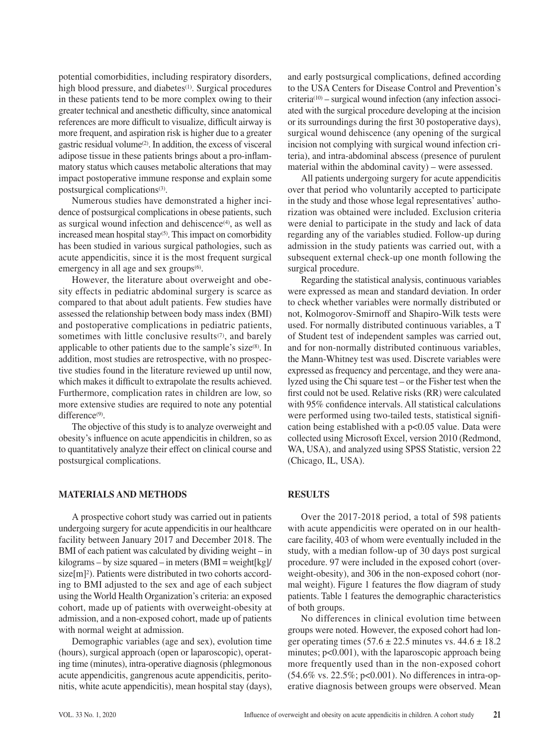potential comorbidities, including respiratory disorders, high blood pressure, and diabetes[1]. Surgical procedures in these patients tend to be more complex owing to their greater technical and anesthetic difficulty, since anatomical references are more difficult to visualize, difficult airway is more frequent, and aspiration risk is higher due to a greater gastric residual volume[2]. In addition, the excess of visceral adipose tissue in these patients brings about a pro-inflammatory status which causes metabolic alterations that may impact postoperative immune response and explain some postsurgical complications[3].

Numerous studies have demonstrated a higher incidence of postsurgical complications in obese patients, such as surgical wound infection and dehiscence[4], as well as increased mean hospital stay[5]. This impact on comorbidity has been studied in various surgical pathologies, such as acute appendicitis, since it is the most frequent surgical emergency in all age and sex groups[6].

However, the literature about overweight and obesity effects in pediatric abdominal surgery is scarce as compared to that about adult patients. Few studies have assessed the relationship between body mass index (BMI) and postoperative complications in pediatric patients, sometimes with little conclusive results[7], and barely applicable to other patients due to the sample's size[8]. In addition, most studies are retrospective, with no prospective studies found in the literature reviewed up until now, which makes it difficult to extrapolate the results achieved. Furthermore, complication rates in children are low, so more extensive studies are required to note any potential difference[9].

The objective of this study is to analyze overweight and obesity's influence on acute appendicitis in children, so as to quantitatively analyze their effect on clinical course and postsurgical complications.

## MATERIALS AND METHODS

A prospective cohort study was carried out in patients undergoing surgery for acute appendicitis in our healthcare facility between January 2017 and December 2018. The BMI of each patient was calculated by dividing weight – in kilograms – by size squared – in meters (BMI = weight[kg]/size[m]$^2$). Patients were distributed in two cohorts according to BMI adjusted to the sex and age of each subject using the World Health Organization's criteria: an exposed cohort, made up of patients with overweight-obesity at admission, and a non-exposed cohort, made up of patients with normal weight at admission.

Demographic variables (age and sex), evolution time (hours), surgical approach (open or laparoscopic), operating time (minutes), intra-operative diagnosis (phlegmonous acute appendicitis, gangrenous acute appendicitis, peritonitis, white acute appendicitis), mean hospital stay (days), and early postsurgical complications, defined according to the USA Centers for Disease Control and Prevention's criteria[10] – surgical wound infection (any infection associated with the surgical procedure developing at the incision or its surroundings during the first 30 postoperative days), surgical wound dehiscence (any opening of the surgical incision not complying with surgical wound infection criteria), and intra-abdominal abscess (presence of purulent material within the abdominal cavity) – were assessed.

All patients undergoing surgery for acute appendicitis over that period who voluntarily accepted to participate in the study and those whose legal representatives' authorization was obtained were included. Exclusion criteria were denial to participate in the study and lack of data regarding any of the variables studied. Follow-up during admission in the study patients was carried out, with a subsequent external check-up one month following the surgical procedure.

Regarding the statistical analysis, continuous variables were expressed as mean and standard deviation. In order to check whether variables were normally distributed or not, Kolmogorov-Smirnoff and Shapiro-Wilk tests were used. For normally distributed continuous variables, a T of Student test of independent samples was carried out, and for non-normally distributed continuous variables, the Mann-Whitney test was used. Discrete variables were expressed as frequency and percentage, and they were analyzed using the Chi square test – or the Fisher test when the first could not be used. Relative risks (RR) were calculated with 95% confidence intervals. All statistical calculations were performed using two-tailed tests, statistical signification being established with a $p<0.05$ value. Data were collected using Microsoft Excel, version 2010 (Redmond, WA, USA), and analyzed using SPSS Statistic, version 22 (Chicago, IL, USA).

## RESULTS

Over the 2017-2018 period, a total of 598 patients with acute appendicitis were operated on in our healthcare facility, 403 of whom were eventually included in the study, with a median follow-up of 30 days post surgical procedure. 97 were included in the exposed cohort (overweight-obesity), and 306 in the non-exposed cohort (normal weight). Figure 1 features the flow diagram of study patients. Table 1 features the demographic characteristics of both groups.

No differences in clinical evolution time between groups were noted. However, the exposed cohort had longer operating times (57.6 ± 22.5 minutes vs. 44.6 ± 18.2 minutes; $p<0.001$), with the laparoscopic approach being more frequently used than in the non-exposed cohort (54.6% vs. 22.5%; $p<0.001$). No differences in intra-operative diagnosis between groups were observed. Mean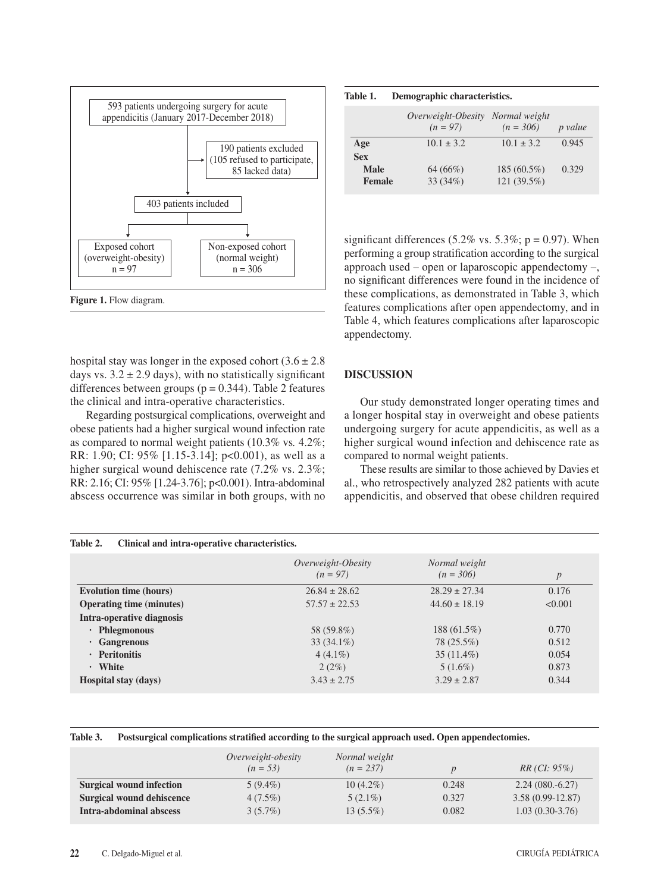593 patients undergoing surgery for acute appendicitis (January 2017-December 2018)

190 patients excluded (105 refused to participate, 85 lacked data)

403 patients included

Exposed cohort (overweight-obesity) n = 97

Non-exposed cohort (normal weight) n = 306

**Figure 1.** Flow diagram.

**Table 1.** Demographic characteristics.

| | *Overweight-Obesity (n = 97)* | *Normal weight (n = 306)* | *p value* |
|---|---|---|---|
| **Age** | 10.1 ± 3.2 | 10.1 ± 3.2 | 0.945 |
| **Sex** | | | |
| **Male** | 64 (66%) | 185 (60.5%) | 0.329 |
| **Female** | 33 (34%) | 121 (39.5%) | |

hospital stay was longer in the exposed cohort (3.6 ± 2.8 days vs. 3.2 ± 2.9 days), with no statistically significant differences between groups (p = 0.344). Table 2 features the clinical and intra-operative characteristics.

Regarding postsurgical complications, overweight and obese patients had a higher surgical wound infection rate as compared to normal weight patients (10.3% vs. 4.2%; RR: 1.90; CI: 95% [1.15-3.14]; p<0.001), as well as a higher surgical wound dehiscence rate (7.2% vs. 2.3%; RR: 2.16; CI: 95% [1.24-3.76]; p<0.001). Intra-abdominal abscess occurrence was similar in both groups, with no significant differences (5.2% vs. 5.3%; p = 0.97). When performing a group stratification according to the surgical approach used – open or laparoscopic appendectomy –, no significant differences were found in the incidence of these complications, as demonstrated in Table 3, which features complications after open appendectomy, and in Table 4, which features complications after laparoscopic appendectomy.

## DISCUSSION

Our study demonstrated longer operating times and a longer hospital stay in overweight and obese patients undergoing surgery for acute appendicitis, as well as a higher surgical wound infection and dehiscence rate as compared to normal weight patients.

These results are similar to those achieved by Davies et al., who retrospectively analyzed 282 patients with acute appendicitis, and observed that obese children required

**Table 2.** Clinical and intra-operative characteristics.

| | *Overweight-Obesity (n = 97)* | *Normal weight (n = 306)* | *p* |
|---|---|---|---|
| **Evolution time (hours)** | 26.84 ± 28.62 | 28.29 ± 27.34 | 0.176 |
| **Operating time (minutes)** | 57.57 ± 22.53 | 44.60 ± 18.19 | <0.001 |
| **Intra-operative diagnosis** | | | |
| · **Phlegmonous** | 58 (59.8%) | 188 (61.5%) | 0.770 |
| · **Gangrenous** | 33 (34.1%) | 78 (25.5%) | 0.512 |
| · **Peritonitis** | 4 (4.1%) | 35 (11.4%) | 0.054 |
| · **White** | 2 (2%) | 5 (1.6%) | 0.873 |
| **Hospital stay (days)** | 3.43 ± 2.75 | 3.29 ± 2.87 | 0.344 |

**Table 3.** Postsurgical complications stratified according to the surgical approach used. Open appendectomies.

| | *Overweight-obesity (n = 53)* | *Normal weight (n = 237)* | *p* | *RR (CI: 95%)* |
|---|---|---|---|---|
| **Surgical wound infection** | 5 (9.4%) | 10 (4.2%) | 0.248 | 2.24 (080.-6.27) |
| **Surgical wound dehiscence** | 4 (7.5%) | 5 (2.1%) | 0.327 | 3.58 (0.99-12.87) |
| **Intra-abdominal abscess** | 3 (5.7%) | 13 (5.5%) | 0.082 | 1.03 (0.30-3.76) |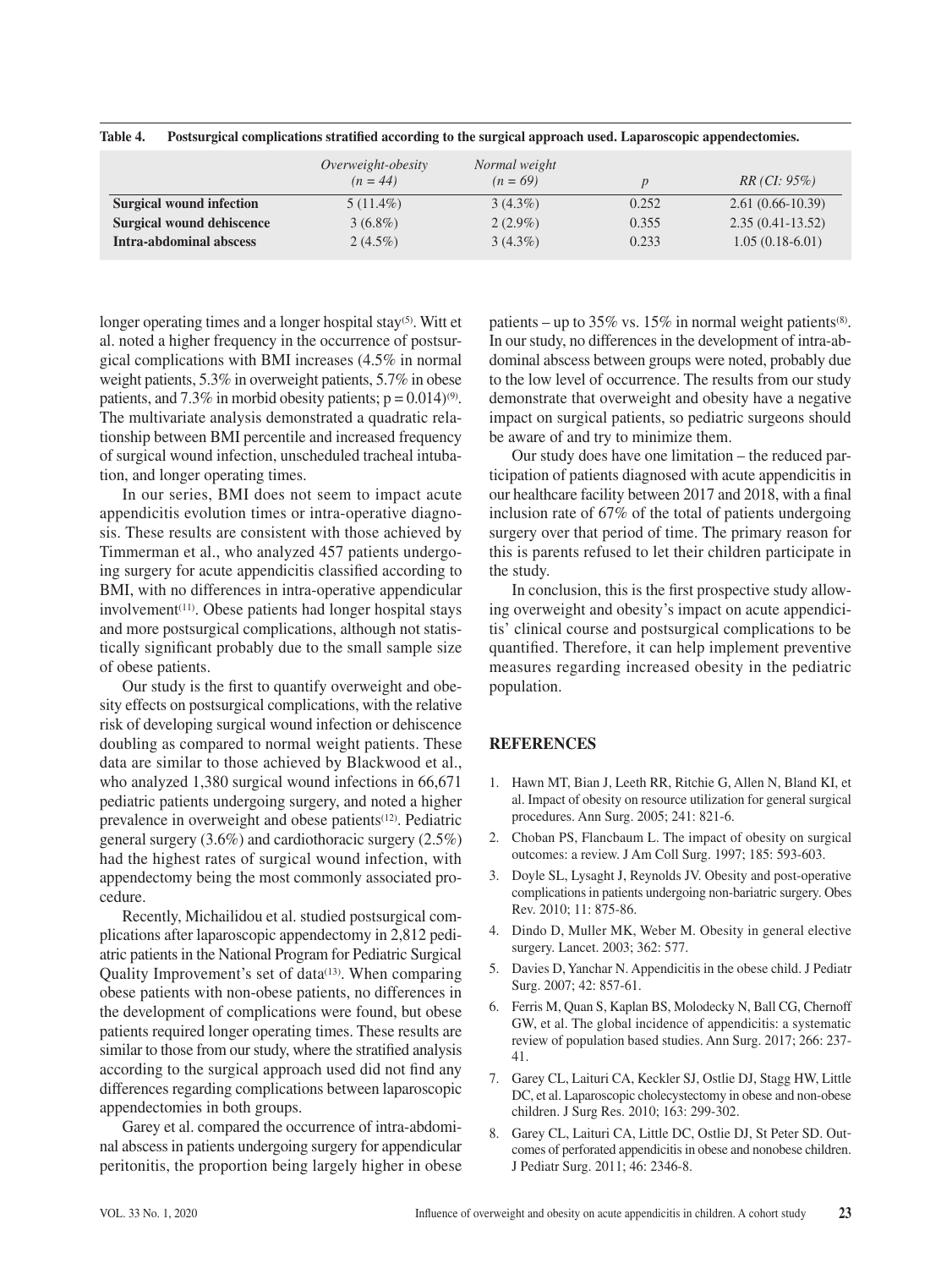**Table 4. Postsurgical complications stratified according to the surgical approach used. Laparoscopic appendectomies.**

| | *Overweight-obesity (n = 44)* | *Normal weight (n = 69)* | *p* | *RR (CI: 95%)* |
|---|---|---|---|---|
| **Surgical wound infection** | 5 (11.4%) | 3 (4.3%) | 0.252 | 2.61 (0.66-10.39) |
| **Surgical wound dehiscence** | 3 (6.8%) | 2 (2.9%) | 0.355 | 2.35 (0.41-13.52) |
| **Intra-abdominal abscess** | 2 (4.5%) | 3 (4.3%) | 0.233 | 1.05 (0.18-6.01) |

longer operating times and a longer hospital stay[5]. Witt et al. noted a higher frequency in the occurrence of postsurgical complications with BMI increases (4.5% in normal weight patients, 5.3% in overweight patients, 5.7% in obese patients, and 7.3% in morbid obesity patients; $p = 0.014$)[9]. The multivariate analysis demonstrated a quadratic relationship between BMI percentile and increased frequency of surgical wound infection, unscheduled tracheal intubation, and longer operating times.

In our series, BMI does not seem to impact acute appendicitis evolution times or intra-operative diagnosis. These results are consistent with those achieved by Timmerman et al., who analyzed 457 patients undergoing surgery for acute appendicitis classified according to BMI, with no differences in intra-operative appendicular involvement[11]. Obese patients had longer hospital stays and more postsurgical complications, although not statistically significant probably due to the small sample size of obese patients.

Our study is the first to quantify overweight and obesity effects on postsurgical complications, with the relative risk of developing surgical wound infection or dehiscence doubling as compared to normal weight patients. These data are similar to those achieved by Blackwood et al., who analyzed 1,380 surgical wound infections in 66,671 pediatric patients undergoing surgery, and noted a higher prevalence in overweight and obese patients[12]. Pediatric general surgery (3.6%) and cardiothoracic surgery (2.5%) had the highest rates of surgical wound infection, with appendectomy being the most commonly associated procedure.

Recently, Michailidou et al. studied postsurgical complications after laparoscopic appendectomy in 2,812 pediatric patients in the National Program for Pediatric Surgical Quality Improvement's set of data[13]. When comparing obese patients with non-obese patients, no differences in the development of complications were found, but obese patients required longer operating times. These results are similar to those from our study, where the stratified analysis according to the surgical approach used did not find any differences regarding complications between laparoscopic appendectomies in both groups.

Garey et al. compared the occurrence of intra-abdominal abscess in patients undergoing surgery for appendicular peritonitis, the proportion being largely higher in obese patients – up to 35% vs. 15% in normal weight patients[8]. In our study, no differences in the development of intra-abdominal abscess between groups were noted, probably due to the low level of occurrence. The results from our study demonstrate that overweight and obesity have a negative impact on surgical patients, so pediatric surgeons should be aware of and try to minimize them.

Our study does have one limitation – the reduced participation of patients diagnosed with acute appendicitis in our healthcare facility between 2017 and 2018, with a final inclusion rate of 67% of the total of patients undergoing surgery over that period of time. The primary reason for this is parents refused to let their children participate in the study.

In conclusion, this is the first prospective study allowing overweight and obesity's impact on acute appendicitis' clinical course and postsurgical complications to be quantified. Therefore, it can help implement preventive measures regarding increased obesity in the pediatric population.

## REFERENCES

1. Hawn MT, Bian J, Leeth RR, Ritchie G, Allen N, Bland KI, et al. Impact of obesity on resource utilization for general surgical procedures. Ann Surg. 2005; 241: 821-6.
2. Choban PS, Flancbaum L. The impact of obesity on surgical outcomes: a review. J Am Coll Surg. 1997; 185: 593-603.
3. Doyle SL, Lysaght J, Reynolds JV. Obesity and post-operative complications in patients undergoing non-bariatric surgery. Obes Rev. 2010; 11: 875-86.
4. Dindo D, Muller MK, Weber M. Obesity in general elective surgery. Lancet. 2003; 362: 577.
5. Davies D, Yanchar N. Appendicitis in the obese child. J Pediatr Surg. 2007; 42: 857-61.
6. Ferris M, Quan S, Kaplan BS, Molodecky N, Ball CG, Chernoff GW, et al. The global incidence of appendicitis: a systematic review of population based studies. Ann Surg. 2017; 266: 237-41.
7. Garey CL, Laituri CA, Keckler SJ, Ostlie DJ, Stagg HW, Little DC, et al. Laparoscopic cholecystectomy in obese and non-obese children. J Surg Res. 2010; 163: 299-302.
8. Garey CL, Laituri CA, Little DC, Ostlie DJ, St Peter SD. Outcomes of perforated appendicitis in obese and nonobese children. J Pediatr Surg. 2011; 46: 2346-8.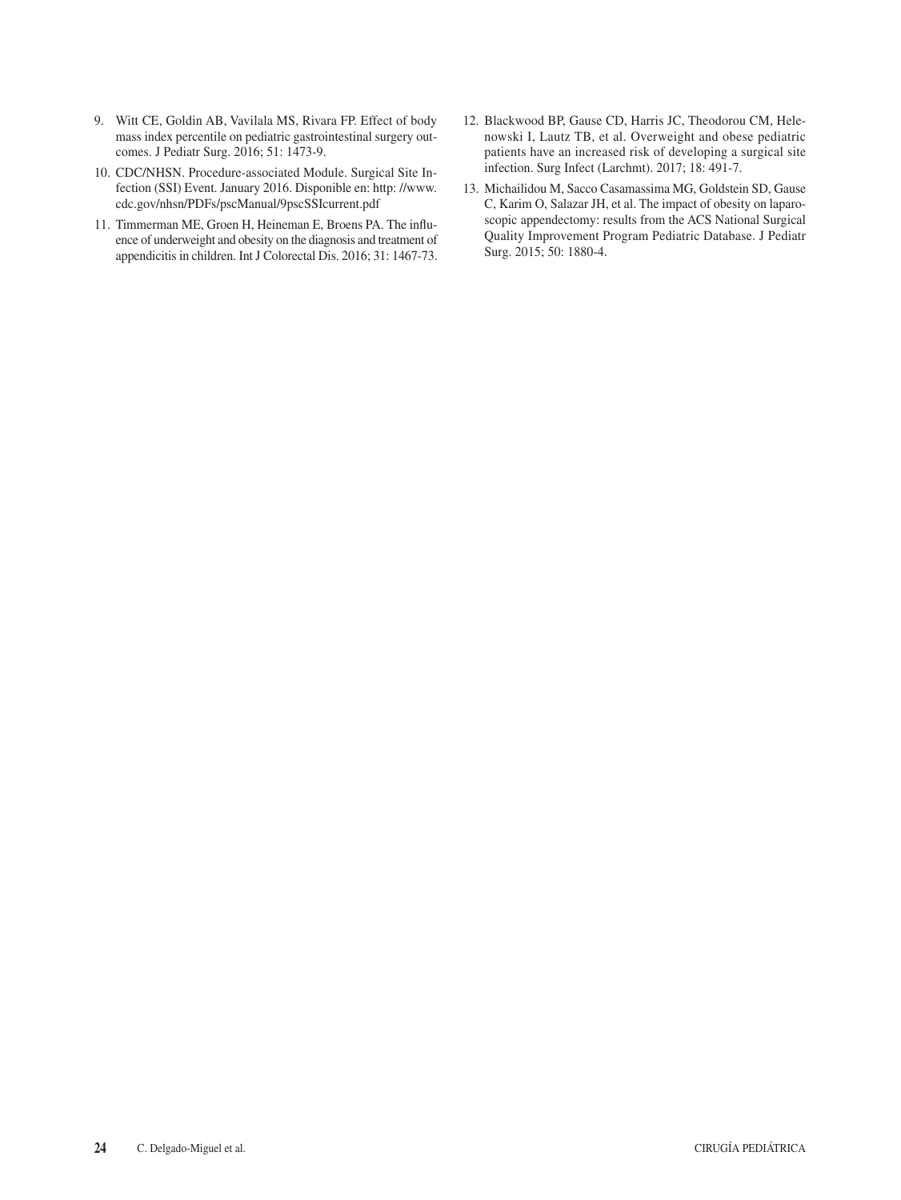9. Witt CE, Goldin AB, Vavilala MS, Rivara FP. Effect of body mass index percentile on pediatric gastrointestinal surgery outcomes. J Pediatr Surg. 2016; 51: 1473-9.
10. CDC/NHSN. Procedure-associated Module. Surgical Site Infection (SSI) Event. January 2016. Disponible en: http: //www.cdc.gov/nhsn/PDFs/pscManual/9pscSSIcurrent.pdf
11. Timmerman ME, Groen H, Heineman E, Broens PA. The influence of underweight and obesity on the diagnosis and treatment of appendicitis in children. Int J Colorectal Dis. 2016; 31: 1467-73.
12. Blackwood BP, Gause CD, Harris JC, Theodorou CM, Helenowski I, Lautz TB, et al. Overweight and obese pediatric patients have an increased risk of developing a surgical site infection. Surg Infect (Larchmt). 2017; 18: 491-7.
13. Michailidou M, Sacco Casamassima MG, Goldstein SD, Gause C, Karim O, Salazar JH, et al. The impact of obesity on laparoscopic appendectomy: results from the ACS National Surgical Quality Improvement Program Pediatric Database. J Pediatr Surg. 2015; 50: 1880-4.